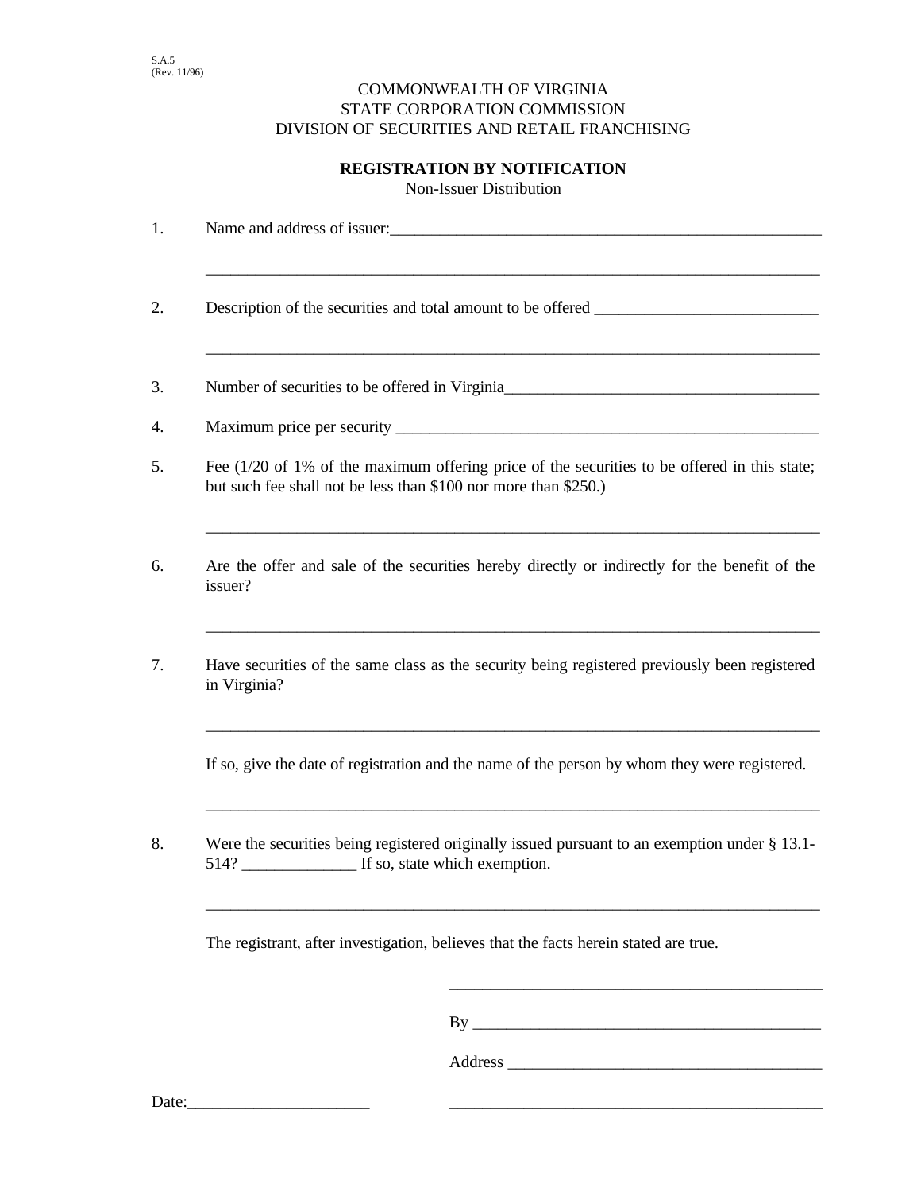S.A.5
(Rev. 11/96)

COMMONWEALTH OF VIRGINIA
STATE CORPORATION COMMISSION
DIVISION OF SECURITIES AND RETAIL FRANCHISING

**REGISTRATION BY NOTIFICATION**
Non-Issuer Distribution

1. Name and address of issuer:_______________________________________________________

   ______________________________________________________________________________

2. Description of the securities and total amount to be offered ___________________________

   ______________________________________________________________________________

3. Number of securities to be offered in Virginia_______________________________________

4. Maximum price per security _____________________________________________________

5. Fee (1/20 of 1% of the maximum offering price of the securities to be offered in this state; but such fee shall not be less than $100 nor more than $250.)

   ______________________________________________________________________________

6. Are the offer and sale of the securities hereby directly or indirectly for the benefit of the issuer?

   ______________________________________________________________________________

7. Have securities of the same class as the security being registered previously been registered in Virginia?

   ______________________________________________________________________________

   If so, give the date of registration and the name of the person by whom they were registered.

   ______________________________________________________________________________

8. Were the securities being registered originally issued pursuant to an exemption under § 13.1-514? ______________ If so, state which exemption.

   ______________________________________________________________________________

The registrant, after investigation, believes that the facts herein stated are true.

_______________________________________________

By ____________________________________________

Address ________________________________________

Date:______________________ _______________________________________________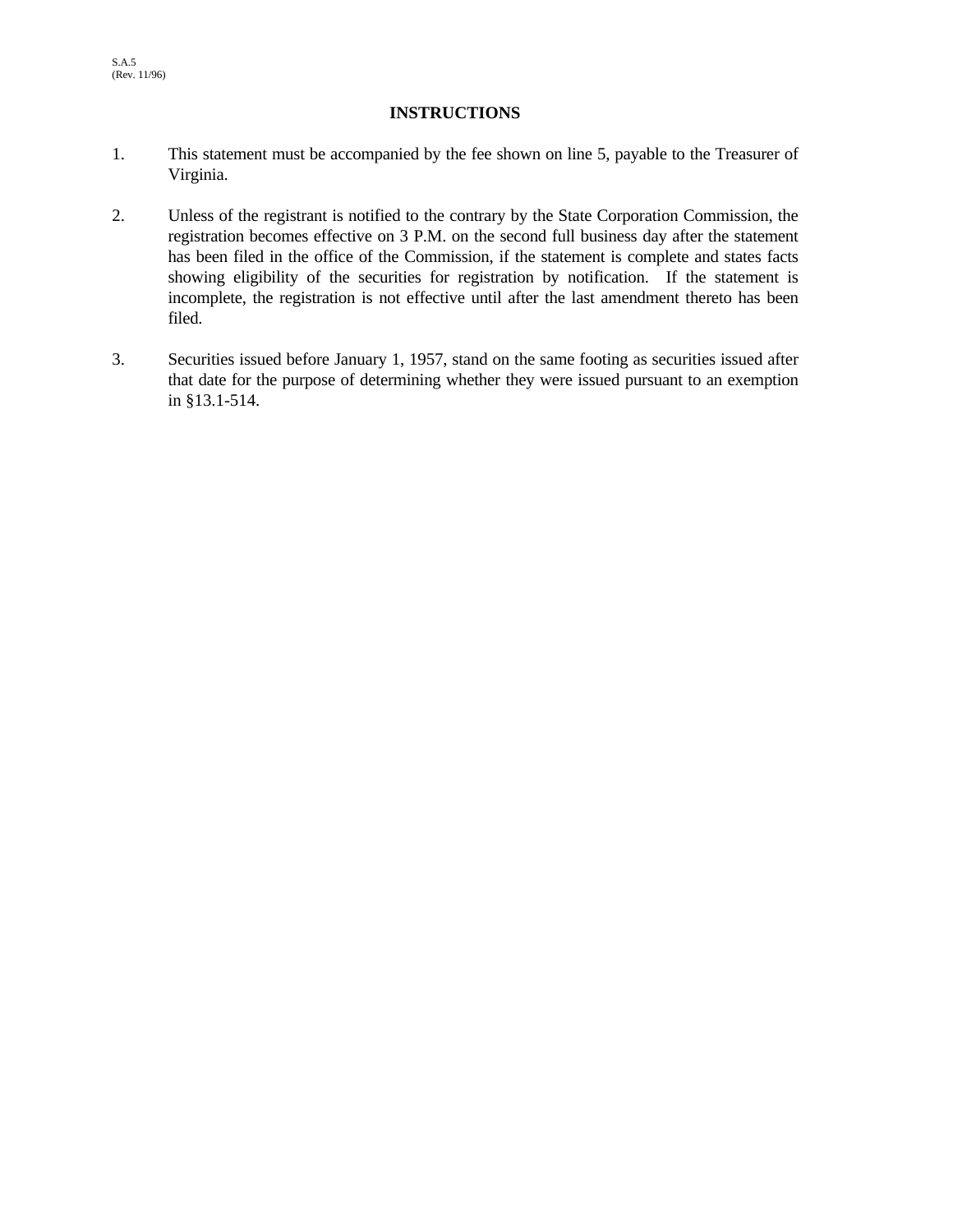S.A.5
(Rev. 11/96)

**INSTRUCTIONS**

1. This statement must be accompanied by the fee shown on line 5, payable to the Treasurer of Virginia.

2. Unless of the registrant is notified to the contrary by the State Corporation Commission, the registration becomes effective on 3 P.M. on the second full business day after the statement has been filed in the office of the Commission, if the statement is complete and states facts showing eligibility of the securities for registration by notification. If the statement is incomplete, the registration is not effective until after the last amendment thereto has been filed.

3. Securities issued before January 1, 1957, stand on the same footing as securities issued after that date for the purpose of determining whether they were issued pursuant to an exemption in §13.1-514.